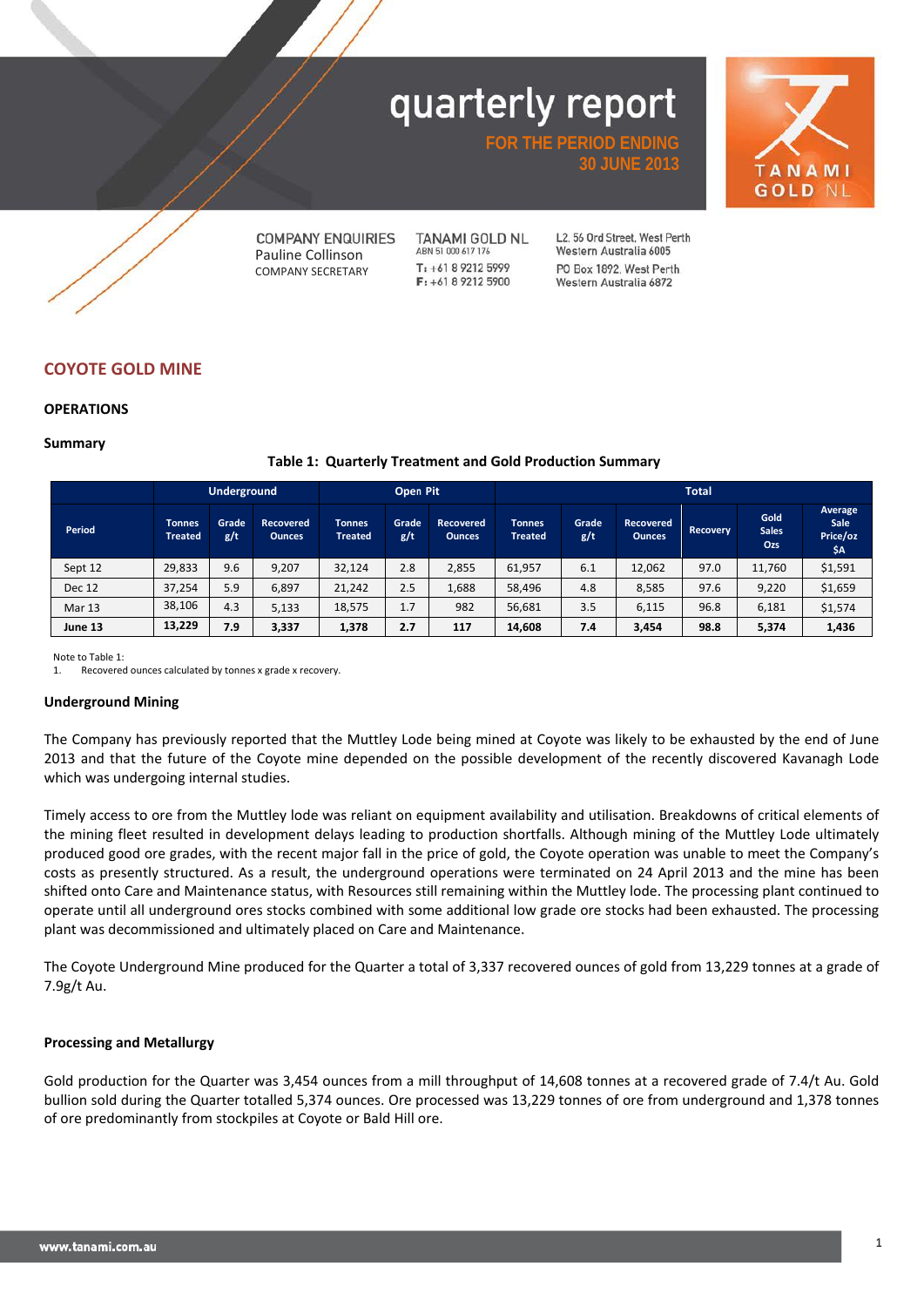# quarterly report

**FOR THE PERIOD ENDING 30 JUNE 2013**

TANAMI GOLD NL

COMPANY ENQUIRIES
Pauline Collinson
COMPANY SECRETARY

TANAMI GOLD NL
ABN 51 000 617 176
T: +61 8 9212 5999
F: +61 8 9212 5900

L2, 56 Ord Street, West Perth
Western Australia 6005
PO Box 1892, West Perth
Western Australia 6872

## COYOTE GOLD MINE

### OPERATIONS

#### Summary

**Table 1: Quarterly Treatment and Gold Production Summary**

| Period | Underground | | | Open Pit | | | Total | | | | | |
|---|---|---|---|---|---|---|---|---|---|---|---|---|
| | Tonnes Treated | Grade g/t | Recovered Ounces | Tonnes Treated | Grade g/t | Recovered Ounces | Tonnes Treated | Grade g/t | Recovered Ounces | Recovery | Gold Sales Ozs | Average Sale Price/oz $A |
| Sept 12 | 29,833 | 9.6 | 9,207 | 32,124 | 2.8 | 2,855 | 61,957 | 6.1 | 12,062 | 97.0 | 11,760 | $1,591 |
| Dec 12 | 37,254 | 5.9 | 6,897 | 21,242 | 2.5 | 1,688 | 58,496 | 4.8 | 8,585 | 97.6 | 9,220 | $1,659 |
| Mar 13 | 38,106 | 4.3 | 5,133 | 18,575 | 1.7 | 982 | 56,681 | 3.5 | 6,115 | 96.8 | 6,181 | $1,574 |
| **June 13** | **13,229** | **7.9** | **3,337** | **1,378** | **2.7** | **117** | **14,608** | **7.4** | **3,454** | **98.8** | **5,374** | **1,436** |

Note to Table 1:
1. Recovered ounces calculated by tonnes x grade x recovery.

#### Underground Mining

The Company has previously reported that the Muttley Lode being mined at Coyote was likely to be exhausted by the end of June 2013 and that the future of the Coyote mine depended on the possible development of the recently discovered Kavanagh Lode which was undergoing internal studies.

Timely access to ore from the Muttley lode was reliant on equipment availability and utilisation. Breakdowns of critical elements of the mining fleet resulted in development delays leading to production shortfalls. Although mining of the Muttley Lode ultimately produced good ore grades, with the recent major fall in the price of gold, the Coyote operation was unable to meet the Company's costs as presently structured. As a result, the underground operations were terminated on 24 April 2013 and the mine has been shifted onto Care and Maintenance status, with Resources still remaining within the Muttley lode. The processing plant continued to operate until all underground ores stocks combined with some additional low grade ore stocks had been exhausted. The processing plant was decommissioned and ultimately placed on Care and Maintenance.

The Coyote Underground Mine produced for the Quarter a total of 3,337 recovered ounces of gold from 13,229 tonnes at a grade of 7.9g/t Au.

#### Processing and Metallurgy

Gold production for the Quarter was 3,454 ounces from a mill throughput of 14,608 tonnes at a recovered grade of 7.4/t Au. Gold bullion sold during the Quarter totalled 5,374 ounces. Ore processed was 13,229 tonnes of ore from underground and 1,378 tonnes of ore predominantly from stockpiles at Coyote or Bald Hill ore.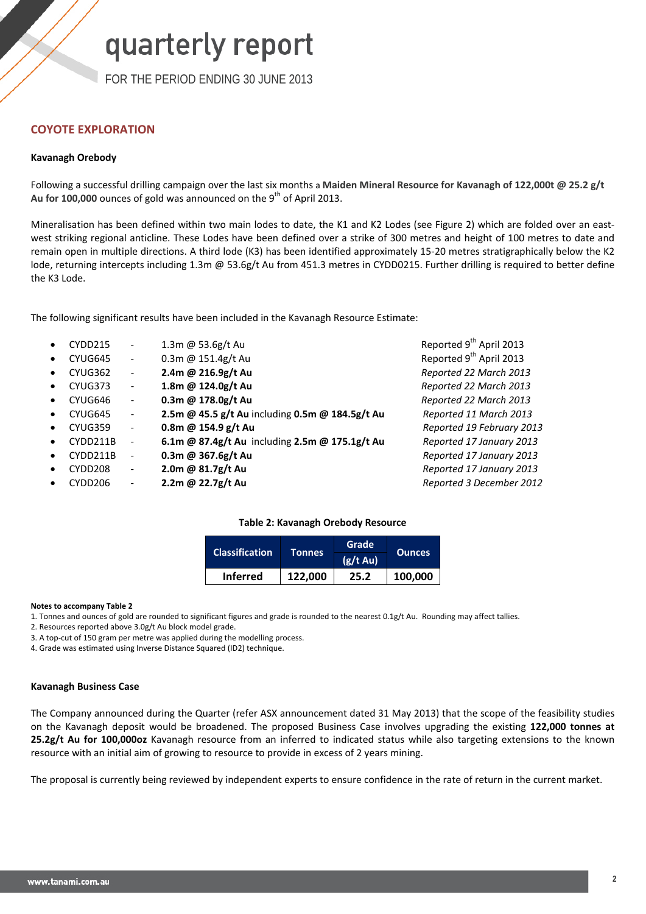## COYOTE EXPLORATION

### Kavanagh Orebody

Following a successful drilling campaign over the last six months a **Maiden Mineral Resource for Kavanagh of 122,000t @ 25.2 g/t Au for 100,000** ounces of gold was announced on the 9th of April 2013.

Mineralisation has been defined within two main lodes to date, the K1 and K2 Lodes (see Figure 2) which are folded over an east-west striking regional anticline. These Lodes have been defined over a strike of 300 metres and height of 100 metres to date and remain open in multiple directions. A third lode (K3) has been identified approximately 15-20 metres stratigraphically below the K2 lode, returning intercepts including 1.3m @ 53.6g/t Au from 451.3 metres in CYDD0215. Further drilling is required to better define the K3 Lode.

The following significant results have been included in the Kavanagh Resource Estimate:

- CYDD215 - 1.3m @ 53.6g/t Au — Reported 9th April 2013
- CYUG645 - 0.3m @ 151.4g/t Au — Reported 9th April 2013
- CYUG362 - **2.4m @ 216.9g/t Au** — *Reported 22 March 2013*
- CYUG373 - **1.8m @ 124.0g/t Au** — *Reported 22 March 2013*
- CYUG646 - **0.3m @ 178.0g/t Au** — *Reported 22 March 2013*
- CYUG645 - **2.5m @ 45.5 g/t Au** including **0.5m @ 184.5g/t Au** — *Reported 11 March 2013*
- CYUG359 - **0.8m @ 154.9 g/t Au** — *Reported 19 February 2013*
- CYDD211B - **6.1m @ 87.4g/t Au** including **2.5m @ 175.1g/t Au** — *Reported 17 January 2013*
- CYDD211B - **0.3m @ 367.6g/t Au** — *Reported 17 January 2013*
- CYDD208 - **2.0m @ 81.7g/t Au** — *Reported 17 January 2013*
- CYDD206 - **2.2m @ 22.7g/t Au** — *Reported 3 December 2012*

**Table 2: Kavanagh Orebody Resource**

| Classification | Tonnes | Grade (g/t Au) | Ounces |
|---|---|---|---|
| **Inferred** | **122,000** | **25.2** | **100,000** |

**Notes to accompany Table 2**

1. Tonnes and ounces of gold are rounded to significant figures and grade is rounded to the nearest 0.1g/t Au. Rounding may affect tallies.
2. Resources reported above 3.0g/t Au block model grade.
3. A top-cut of 150 gram per metre was applied during the modelling process.
4. Grade was estimated using Inverse Distance Squared (ID2) technique.

### Kavanagh Business Case

The Company announced during the Quarter (refer ASX announcement dated 31 May 2013) that the scope of the feasibility studies on the Kavanagh deposit would be broadened. The proposed Business Case involves upgrading the existing **122,000 tonnes at 25.2g/t Au for 100,000oz** Kavanagh resource from an inferred to indicated status while also targeting extensions to the known resource with an initial aim of growing to resource to provide in excess of 2 years mining.

The proposal is currently being reviewed by independent experts to ensure confidence in the rate of return in the current market.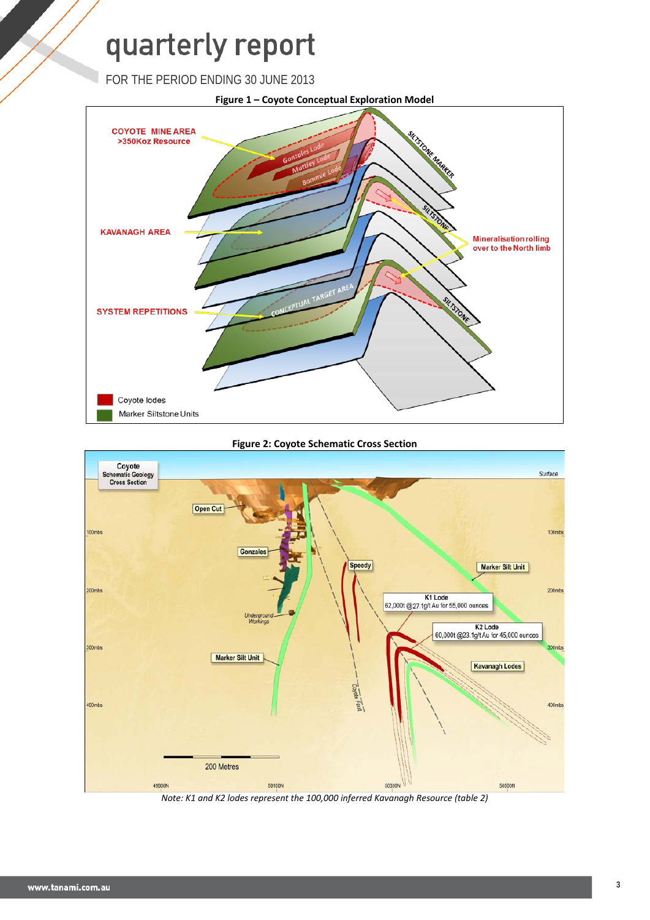**Figure 1 – Coyote Conceptual Exploration Model**

**Figure 2: Coyote Schematic Cross Section**

*Note: K1 and K2 lodes represent the 100,000 inferred Kavanagh Resource (table 2)*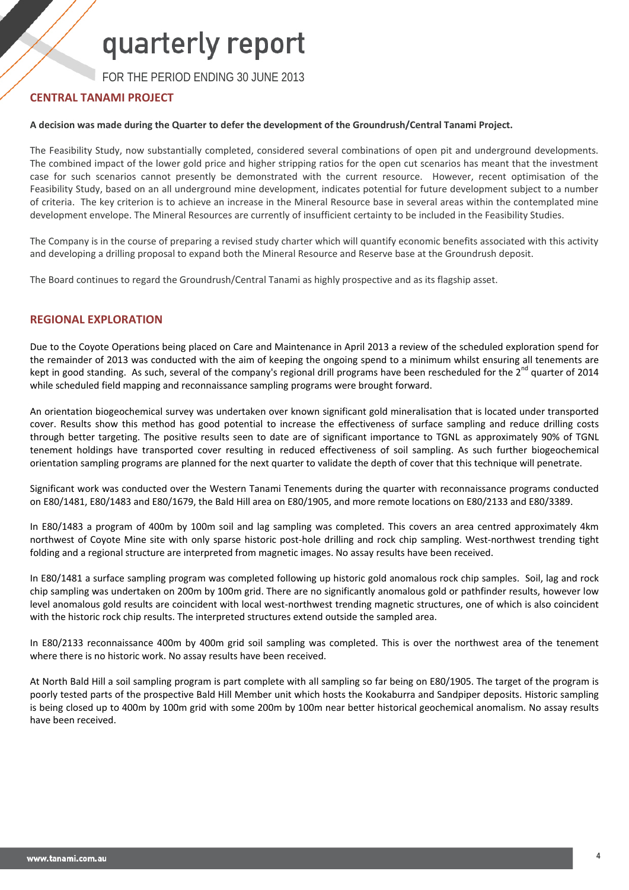## CENTRAL TANAMI PROJECT

**A decision was made during the Quarter to defer the development of the Groundrush/Central Tanami Project.**

The Feasibility Study, now substantially completed, considered several combinations of open pit and underground developments. The combined impact of the lower gold price and higher stripping ratios for the open cut scenarios has meant that the investment case for such scenarios cannot presently be demonstrated with the current resource. However, recent optimisation of the Feasibility Study, based on an all underground mine development, indicates potential for future development subject to a number of criteria. The key criterion is to achieve an increase in the Mineral Resource base in several areas within the contemplated mine development envelope. The Mineral Resources are currently of insufficient certainty to be included in the Feasibility Studies.

The Company is in the course of preparing a revised study charter which will quantify economic benefits associated with this activity and developing a drilling proposal to expand both the Mineral Resource and Reserve base at the Groundrush deposit.

The Board continues to regard the Groundrush/Central Tanami as highly prospective and as its flagship asset.

## REGIONAL EXPLORATION

Due to the Coyote Operations being placed on Care and Maintenance in April 2013 a review of the scheduled exploration spend for the remainder of 2013 was conducted with the aim of keeping the ongoing spend to a minimum whilst ensuring all tenements are kept in good standing. As such, several of the company's regional drill programs have been rescheduled for the 2nd quarter of 2014 while scheduled field mapping and reconnaissance sampling programs were brought forward.

An orientation biogeochemical survey was undertaken over known significant gold mineralisation that is located under transported cover. Results show this method has good potential to increase the effectiveness of surface sampling and reduce drilling costs through better targeting. The positive results seen to date are of significant importance to TGNL as approximately 90% of TGNL tenement holdings have transported cover resulting in reduced effectiveness of soil sampling. As such further biogeochemical orientation sampling programs are planned for the next quarter to validate the depth of cover that this technique will penetrate.

Significant work was conducted over the Western Tanami Tenements during the quarter with reconnaissance programs conducted on E80/1481, E80/1483 and E80/1679, the Bald Hill area on E80/1905, and more remote locations on E80/2133 and E80/3389.

In E80/1483 a program of 400m by 100m soil and lag sampling was completed. This covers an area centred approximately 4km northwest of Coyote Mine site with only sparse historic post-hole drilling and rock chip sampling. West-northwest trending tight folding and a regional structure are interpreted from magnetic images. No assay results have been received.

In E80/1481 a surface sampling program was completed following up historic gold anomalous rock chip samples. Soil, lag and rock chip sampling was undertaken on 200m by 100m grid. There are no significantly anomalous gold or pathfinder results, however low level anomalous gold results are coincident with local west-northwest trending magnetic structures, one of which is also coincident with the historic rock chip results. The interpreted structures extend outside the sampled area.

In E80/2133 reconnaissance 400m by 400m grid soil sampling was completed. This is over the northwest area of the tenement where there is no historic work. No assay results have been received.

At North Bald Hill a soil sampling program is part complete with all sampling so far being on E80/1905. The target of the program is poorly tested parts of the prospective Bald Hill Member unit which hosts the Kookaburra and Sandpiper deposits. Historic sampling is being closed up to 400m by 100m grid with some 200m by 100m near better historical geochemical anomalism. No assay results have been received.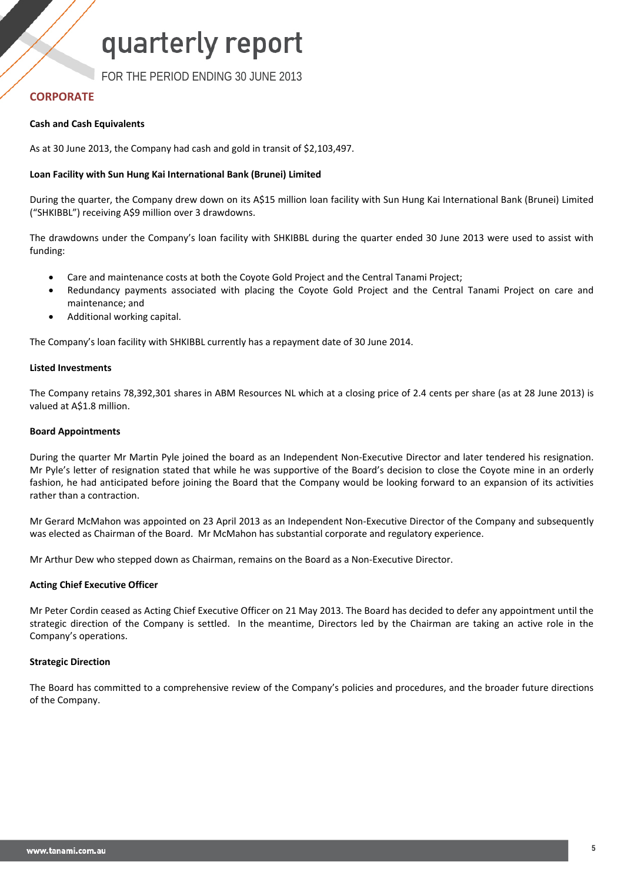# CORPORATE

**Cash and Cash Equivalents**

As at 30 June 2013, the Company had cash and gold in transit of $2,103,497.

**Loan Facility with Sun Hung Kai International Bank (Brunei) Limited**

During the quarter, the Company drew down on its A$15 million loan facility with Sun Hung Kai International Bank (Brunei) Limited ("SHKIBBL") receiving A$9 million over 3 drawdowns.

The drawdowns under the Company's loan facility with SHKIBBL during the quarter ended 30 June 2013 were used to assist with funding:

- Care and maintenance costs at both the Coyote Gold Project and the Central Tanami Project;
- Redundancy payments associated with placing the Coyote Gold Project and the Central Tanami Project on care and maintenance; and
- Additional working capital.

The Company's loan facility with SHKIBBL currently has a repayment date of 30 June 2014.

**Listed Investments**

The Company retains 78,392,301 shares in ABM Resources NL which at a closing price of 2.4 cents per share (as at 28 June 2013) is valued at A$1.8 million.

**Board Appointments**

During the quarter Mr Martin Pyle joined the board as an Independent Non-Executive Director and later tendered his resignation. Mr Pyle's letter of resignation stated that while he was supportive of the Board's decision to close the Coyote mine in an orderly fashion, he had anticipated before joining the Board that the Company would be looking forward to an expansion of its activities rather than a contraction.

Mr Gerard McMahon was appointed on 23 April 2013 as an Independent Non-Executive Director of the Company and subsequently was elected as Chairman of the Board. Mr McMahon has substantial corporate and regulatory experience.

Mr Arthur Dew who stepped down as Chairman, remains on the Board as a Non-Executive Director.

**Acting Chief Executive Officer**

Mr Peter Cordin ceased as Acting Chief Executive Officer on 21 May 2013. The Board has decided to defer any appointment until the strategic direction of the Company is settled. In the meantime, Directors led by the Chairman are taking an active role in the Company's operations.

**Strategic Direction**

The Board has committed to a comprehensive review of the Company's policies and procedures, and the broader future directions of the Company.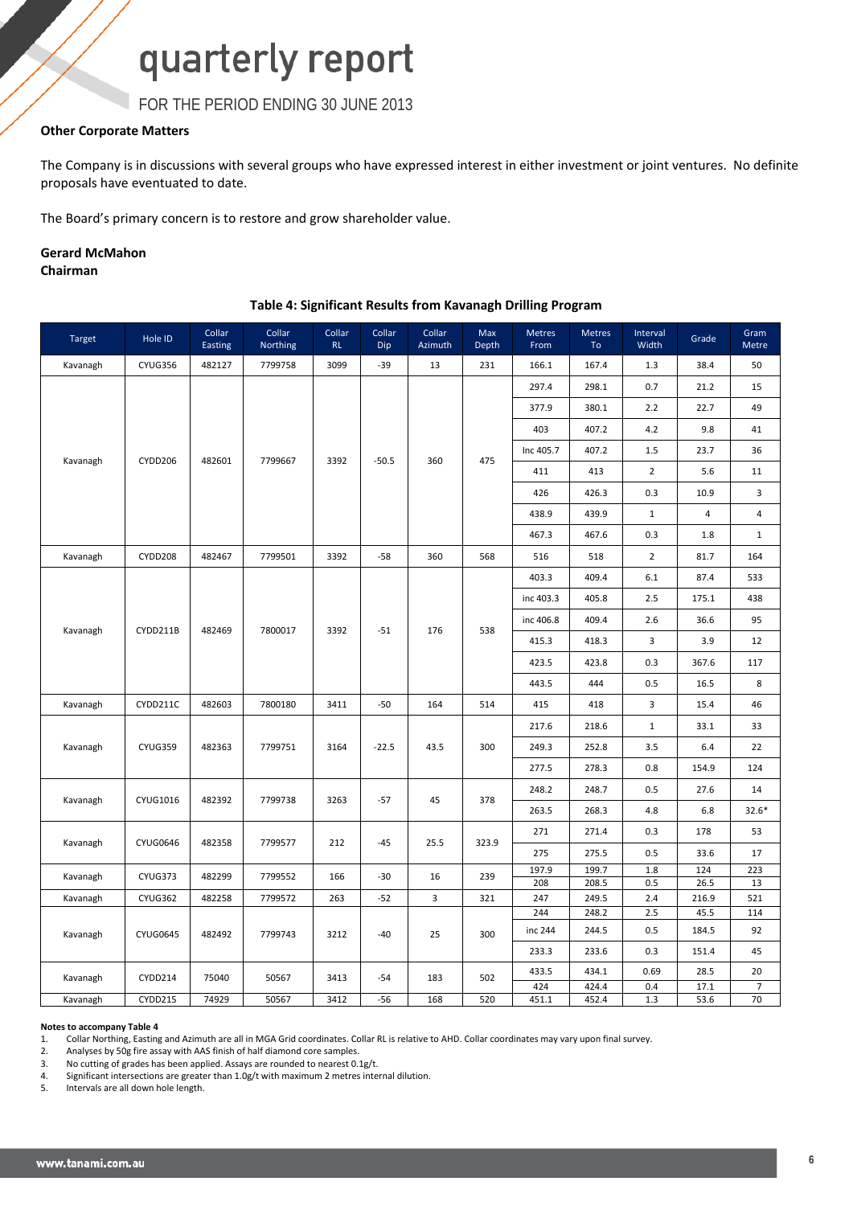### Other Corporate Matters

The Company is in discussions with several groups who have expressed interest in either investment or joint ventures. No definite proposals have eventuated to date.

The Board's primary concern is to restore and grow shareholder value.

**Gerard McMahon**
**Chairman**

**Table 4: Significant Results from Kavanagh Drilling Program**

| Target | Hole ID | Collar Easting | Collar Northing | Collar RL | Collar Dip | Collar Azimuth | Max Depth | Metres From | Metres To | Interval Width | Grade | Gram Metre |
|---|---|---|---|---|---|---|---|---|---|---|---|---|
| Kavanagh | CYUG356 | 482127 | 7799758 | 3099 | -39 | 13 | 231 | 166.1 | 167.4 | 1.3 | 38.4 | 50 |
| Kavanagh | CYDD206 | 482601 | 7799667 | 3392 | -50.5 | 360 | 475 | 297.4 | 298.1 | 0.7 | 21.2 | 15 |
| | | | | | | | | 377.9 | 380.1 | 2.2 | 22.7 | 49 |
| | | | | | | | | 403 | 407.2 | 4.2 | 9.8 | 41 |
| | | | | | | | | Inc 405.7 | 407.2 | 1.5 | 23.7 | 36 |
| | | | | | | | | 411 | 413 | 2 | 5.6 | 11 |
| | | | | | | | | 426 | 426.3 | 0.3 | 10.9 | 3 |
| | | | | | | | | 438.9 | 439.9 | 1 | 4 | 4 |
| | | | | | | | | 467.3 | 467.6 | 0.3 | 1.8 | 1 |
| Kavanagh | CYDD208 | 482467 | 7799501 | 3392 | -58 | 360 | 568 | 516 | 518 | 2 | 81.7 | 164 |
| Kavanagh | CYDD211B | 482469 | 7800017 | 3392 | -51 | 176 | 538 | 403.3 | 409.4 | 6.1 | 87.4 | 533 |
| | | | | | | | | inc 403.3 | 405.8 | 2.5 | 175.1 | 438 |
| | | | | | | | | inc 406.8 | 409.4 | 2.6 | 36.6 | 95 |
| | | | | | | | | 415.3 | 418.3 | 3 | 3.9 | 12 |
| | | | | | | | | 423.5 | 423.8 | 0.3 | 367.6 | 117 |
| | | | | | | | | 443.5 | 444 | 0.5 | 16.5 | 8 |
| Kavanagh | CYDD211C | 482603 | 7800180 | 3411 | -50 | 164 | 514 | 415 | 418 | 3 | 15.4 | 46 |
| Kavanagh | CYUG359 | 482363 | 7799751 | 3164 | -22.5 | 43.5 | 300 | 217.6 | 218.6 | 1 | 33.1 | 33 |
| | | | | | | | | 249.3 | 252.8 | 3.5 | 6.4 | 22 |
| | | | | | | | | 277.5 | 278.3 | 0.8 | 154.9 | 124 |
| Kavanagh | CYUG1016 | 482392 | 7799738 | 3263 | -57 | 45 | 378 | 248.2 | 248.7 | 0.5 | 27.6 | 14 |
| | | | | | | | | 263.5 | 268.3 | 4.8 | 6.8 | 32.6* |
| Kavanagh | CYUG0646 | 482358 | 7799577 | 212 | -45 | 25.5 | 323.9 | 271 | 271.4 | 0.3 | 178 | 53 |
| | | | | | | | | 275 | 275.5 | 0.5 | 33.6 | 17 |
| Kavanagh | CYUG373 | 482299 | 7799552 | 166 | -30 | 16 | 239 | 197.9 | 199.7 | 1.8 | 124 | 223 |
| | | | | | | | | 208 | 208.5 | 0.5 | 26.5 | 13 |
| Kavanagh | CYUG362 | 482258 | 7799572 | 263 | -52 | 3 | 321 | 247 | 249.5 | 2.4 | 216.9 | 521 |
| Kavanagh | CYUG0645 | 482492 | 7799743 | 3212 | -40 | 25 | 300 | 244 | 248.2 | 2.5 | 45.5 | 114 |
| | | | | | | | | inc 244 | 244.5 | 0.5 | 184.5 | 92 |
| | | | | | | | | 233.3 | 233.6 | 0.3 | 151.4 | 45 |
| Kavanagh | CYDD214 | 75040 | 50567 | 3413 | -54 | 183 | 502 | 433.5 | 434.1 | 0.69 | 28.5 | 20 |
| | | | | | | | | 424 | 424.4 | 0.4 | 17.1 | 7 |
| Kavanagh | CYDD215 | 74929 | 50567 | 3412 | -56 | 168 | 520 | 451.1 | 452.4 | 1.3 | 53.6 | 70 |

**Notes to accompany Table 4**

1. Collar Northing, Easting and Azimuth are all in MGA Grid coordinates. Collar RL is relative to AHD. Collar coordinates may vary upon final survey.
2. Analyses by 50g fire assay with AAS finish of half diamond core samples.
3. No cutting of grades has been applied. Assays are rounded to nearest 0.1g/t.
4. Significant intersections are greater than 1.0g/t with maximum 2 metres internal dilution.
5. Intervals are all down hole length.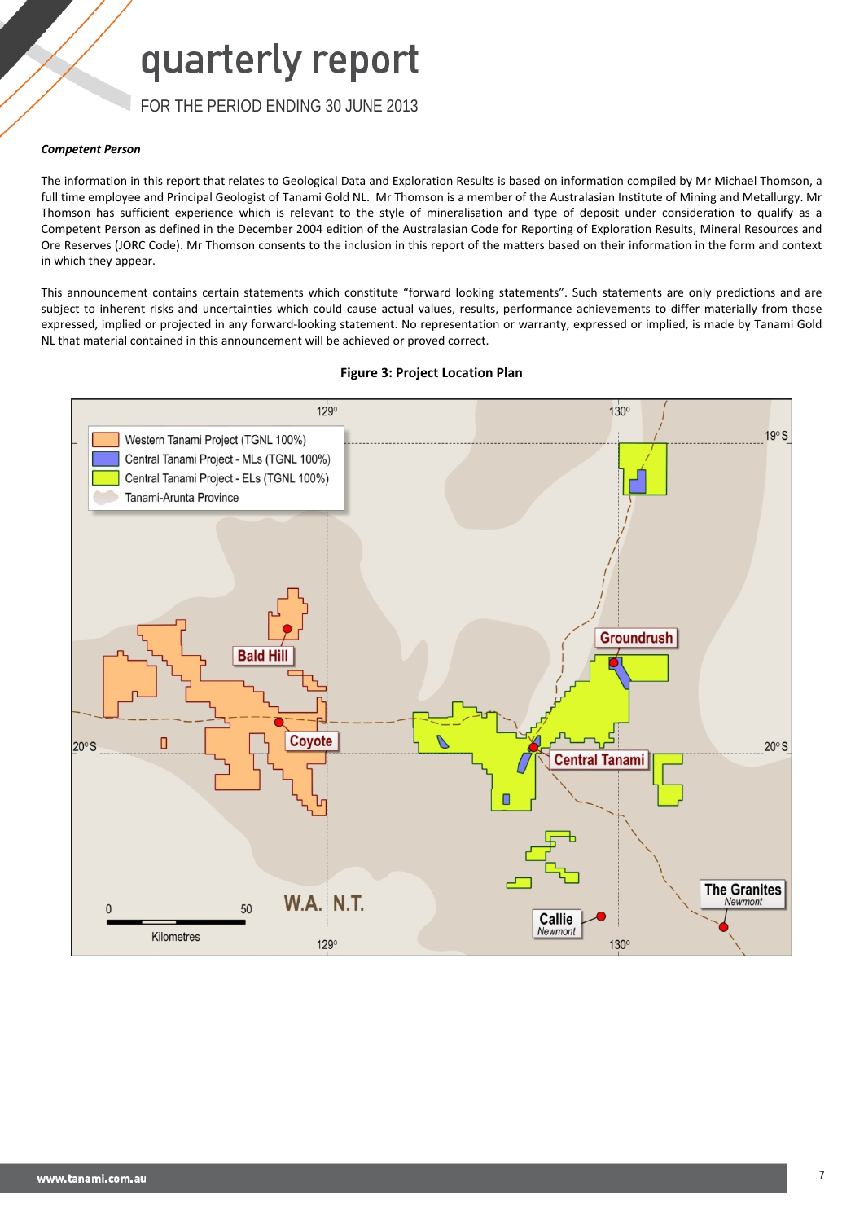***Competent Person***

The information in this report that relates to Geological Data and Exploration Results is based on information compiled by Mr Michael Thomson, a full time employee and Principal Geologist of Tanami Gold NL. Mr Thomson is a member of the Australasian Institute of Mining and Metallurgy. Mr Thomson has sufficient experience which is relevant to the style of mineralisation and type of deposit under consideration to qualify as a Competent Person as defined in the December 2004 edition of the Australasian Code for Reporting of Exploration Results, Mineral Resources and Ore Reserves (JORC Code). Mr Thomson consents to the inclusion in this report of the matters based on their information in the form and context in which they appear.

This announcement contains certain statements which constitute "forward looking statements". Such statements are only predictions and are subject to inherent risks and uncertainties which could cause actual values, results, performance achievements to differ materially from those expressed, implied or projected in any forward-looking statement. No representation or warranty, expressed or implied, is made by Tanami Gold NL that material contained in this announcement will be achieved or proved correct.

**Figure 3: Project Location Plan**

Western Tanami Project (TGNL 100%)
Central Tanami Project - MLs (TGNL 100%)
Central Tanami Project - ELs (TGNL 100%)
Tanami-Arunta Province

129° 130° 19° S 20° S

Bald Hill
Coyote
Groundrush
Central Tanami
The Granites *Newmont*
Callie *Newmont*

W.A. N.T.

0 50 Kilometres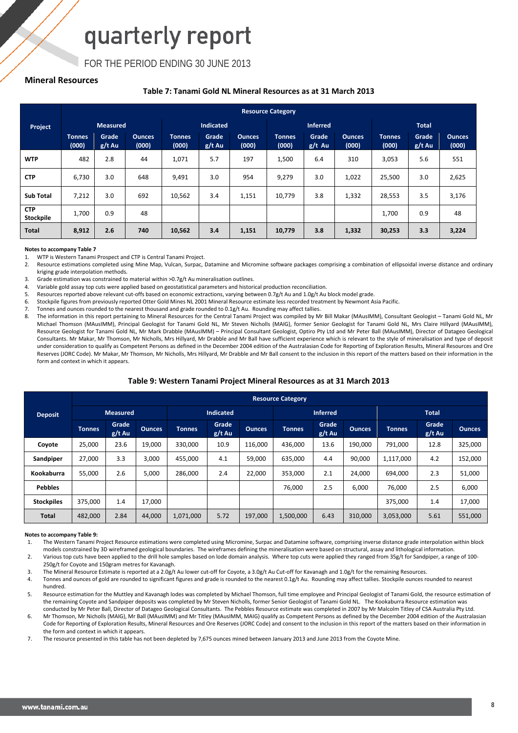# quarterly report

FOR THE PERIOD ENDING 30 JUNE 2013

## Mineral Resources

### Table 7: Tanami Gold NL Mineral Resources as at 31 March 2013

| Project | Resource Category | | | | | | | | | | | |
|---|---|---|---|---|---|---|---|---|---|---|---|---|
| | Measured | | | Indicated | | | Inferred | | | Total | | |
| | Tonnes (000) | Grade g/t Au | Ounces (000) | Tonnes (000) | Grade g/t Au | Ounces (000) | Tonnes (000) | Grade g/t Au | Ounces (000) | Tonnes (000) | Grade g/t Au | Ounces (000) |
| **WTP** | 482 | 2.8 | 44 | 1,071 | 5.7 | 197 | 1,500 | 6.4 | 310 | 3,053 | 5.6 | 551 |
| **CTP** | 6,730 | 3.0 | 648 | 9,491 | 3.0 | 954 | 9,279 | 3.0 | 1,022 | 25,500 | 3.0 | 2,625 |
| **Sub Total** | 7,212 | 3.0 | 692 | 10,562 | 3.4 | 1,151 | 10,779 | 3.8 | 1,332 | 28,553 | 3.5 | 3,176 |
| **CTP Stockpile** | 1,700 | 0.9 | 48 | | | | | | | 1,700 | 0.9 | 48 |
| **Total** | **8,912** | **2.6** | **740** | **10,562** | **3.4** | **1,151** | **10,779** | **3.8** | **1,332** | **30,253** | **3.3** | **3,224** |

**Notes to accompany Table 7**

1. WTP is Western Tanami Prospect and CTP is Central Tanami Project.
2. Resource estimations completed using Mine Map, Vulcan, Surpac, Datamine and Micromine software packages comprising a combination of ellipsoidal inverse distance and ordinary kriging grade interpolation methods.
3. Grade estimation was constrained to material within >0.7g/t Au mineralisation outlines.
4. Variable gold assay top cuts were applied based on geostatistical parameters and historical production reconciliation.
5. Resources reported above relevant cut-offs based on economic extractions, varying between 0.7g/t Au and 1.0g/t Au block model grade.
6. Stockpile figures from previously reported Otter Gold Mines NL 2001 Mineral Resource estimate less recorded treatment by Newmont Asia Pacific.
7. Tonnes and ounces rounded to the nearest thousand and grade rounded to 0.1g/t Au. Rounding may affect tallies.
8. The information in this report pertaining to Mineral Resources for the Central Tanami Project was compiled by Mr Bill Makar (MAusIMM), Consultant Geologist – Tanami Gold NL, Mr Michael Thomson (MAusIMM), Principal Geologist for Tanami Gold NL, Mr Steven Nicholls (MAIG), former Senior Geologist for Tanami Gold NL, Mrs Claire Hillyard (MAusIMM), Resource Geologist for Tanami Gold NL, Mr Mark Drabble (MAusIMM) – Principal Consultant Geologist, Optiro Pty Ltd and Mr Peter Ball (MAusIMM), Director of Datageo Geological Consultants. Mr Makar, Mr Thomson, Mr Nicholls, Mrs Hillyard, Mr Drabble and Mr Ball have sufficient experience which is relevant to the style of mineralisation and type of deposit under consideration to qualify as Competent Persons as defined in the December 2004 edition of the Australasian Code for Reporting of Exploration Results, Mineral Resources and Ore Reserves (JORC Code). Mr Makar, Mr Thomson, Mr Nicholls, Mrs Hillyard, Mr Drabble and Mr Ball consent to the inclusion in this report of the matters based on their information in the form and context in which it appears.

### Table 9: Western Tanami Project Mineral Resources as at 31 March 2013

| Deposit | Resource Category | | | | | | | | | | | |
|---|---|---|---|---|---|---|---|---|---|---|---|---|
| | Measured | | | Indicated | | | Inferred | | | Total | | |
| | Tonnes | Grade g/t Au | Ounces | Tonnes | Grade g/t Au | Ounces | Tonnes | Grade g/t Au | Ounces | Tonnes | Grade g/t Au | Ounces |
| **Coyote** | 25,000 | 23.6 | 19,000 | 330,000 | 10.9 | 116,000 | 436,000 | 13.6 | 190,000 | 791,000 | 12.8 | 325,000 |
| **Sandpiper** | 27,000 | 3.3 | 3,000 | 455,000 | 4.1 | 59,000 | 635,000 | 4.4 | 90,000 | 1,117,000 | 4.2 | 152,000 |
| **Kookaburra** | 55,000 | 2.6 | 5,000 | 286,000 | 2.4 | 22,000 | 353,000 | 2.1 | 24,000 | 694,000 | 2.3 | 51,000 |
| **Pebbles** | | | | | | | 76,000 | 2.5 | 6,000 | 76,000 | 2.5 | 6,000 |
| **Stockpiles** | 375,000 | 1.4 | 17,000 | | | | | | | 375,000 | 1.4 | 17,000 |
| **Total** | 482,000 | 2.84 | 44,000 | 1,071,000 | 5.72 | 197,000 | 1,500,000 | 6.43 | 310,000 | 3,053,000 | 5.61 | 551,000 |

**Notes to accompany Table 9:**

1. The Western Tanami Project Resource estimations were completed using Micromine, Surpac and Datamine software, comprising inverse distance grade interpolation within block models constrained by 3D wireframed geological boundaries. The wireframes defining the mineralisation were based on structural, assay and lithological information.
2. Various top cuts have been applied to the drill hole samples based on lode domain analysis. Where top cuts were applied they ranged from 35g/t for Sandpiper, a range of 100-250g/t for Coyote and 150gram metres for Kavanagh.
3. The Mineral Resource Estimate is reported at a 2.0g/t Au lower cut-off for Coyote, a 3.0g/t Au Cut-off for Kavanagh and 1.0g/t for the remaining Resources.
4. Tonnes and ounces of gold are rounded to significant figures and grade is rounded to the nearest 0.1g/t Au. Rounding may affect tallies. Stockpile ounces rounded to nearest hundred.
5. Resource estimation for the Muttley and Kavanagh lodes was completed by Michael Thomson, full time employee and Principal Geologist of Tanami Gold, the resource estimation of the remaining Coyote and Sandpiper deposits was completed by Mr Steven Nicholls, former Senior Geologist of Tanami Gold NL. The Kookaburra Resource estimation was conducted by Mr Peter Ball, Director of Datageo Geological Consultants. The Pebbles Resource estimate was completed in 2007 by Mr Malcolm Titley of CSA Australia Pty Ltd.
6. Mr Thomson, Mr Nicholls (MAIG), Mr Ball (MAusIMM) and Mr Titley (MAusIMM, MAIG) qualify as Competent Persons as defined by the December 2004 edition of the Australasian Code for Reporting of Exploration Results, Mineral Resources and Ore Reserves (JORC Code) and consent to the inclusion in this report of the matters based on their information in the form and context in which it appears.
7. The resource presented in this table has not been depleted by 7,675 ounces mined between January 2013 and June 2013 from the Coyote Mine.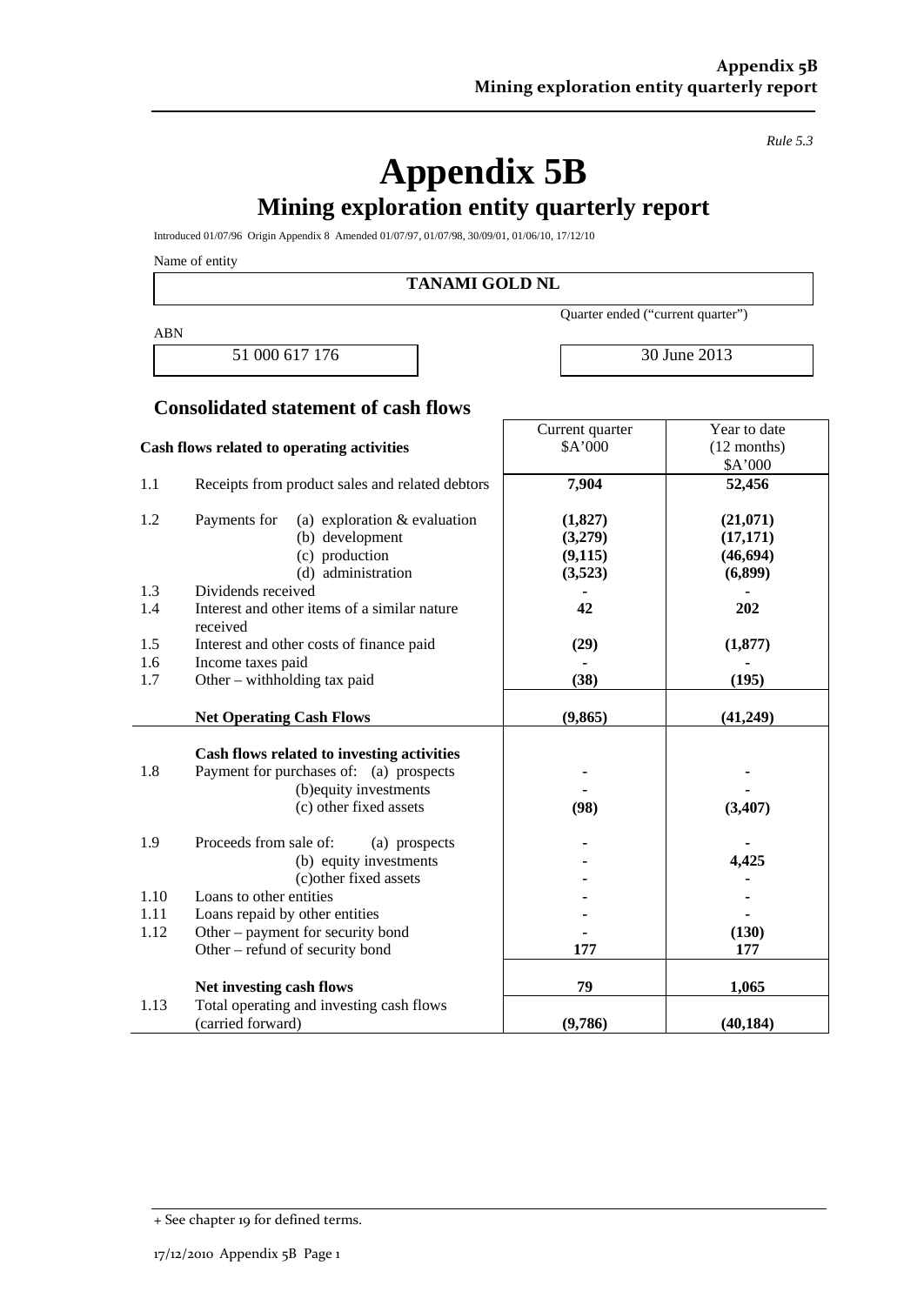*Rule 5.3*

# Appendix 5B

## Mining exploration entity quarterly report

Introduced 01/07/96 Origin Appendix 8 Amended 01/07/97, 01/07/98, 30/09/01, 01/06/10, 17/12/10

Name of entity

**TANAMI GOLD NL**

| ABN | Quarter ended ("current quarter") |
|---|---|
| 51 000 617 176 | 30 June 2013 |

## Consolidated statement of cash flows

| | Cash flows related to operating activities | Current quarter $A'000 | Year to date (12 months) $A'000 |
|---|---|---|---|
| 1.1 | Receipts from product sales and related debtors | **7,904** | **52,456** |
| 1.2 | Payments for (a) exploration & evaluation | **(1,827)** | **(21,071)** |
| | (b) development | **(3,279)** | **(17,171)** |
| | (c) production | **(9,115)** | **(46,694)** |
| | (d) administration | **(3,523)** | **(6,899)** |
| 1.3 | Dividends received | **-** | **-** |
| 1.4 | Interest and other items of a similar nature received | **42** | **202** |
| 1.5 | Interest and other costs of finance paid | **(29)** | **(1,877)** |
| 1.6 | Income taxes paid | **-** | **-** |
| 1.7 | Other – withholding tax paid | **(38)** | **(195)** |
| | **Net Operating Cash Flows** | **(9,865)** | **(41,249)** |
| | **Cash flows related to investing activities** | | |
| 1.8 | Payment for purchases of: (a) prospects | **-** | **-** |
| | (b)equity investments | **-** | **-** |
| | (c) other fixed assets | **(98)** | **(3,407)** |
| 1.9 | Proceeds from sale of: (a) prospects | **-** | **-** |
| | (b) equity investments | **-** | **4,425** |
| | (c)other fixed assets | **-** | **-** |
| 1.10 | Loans to other entities | **-** | **-** |
| 1.11 | Loans repaid by other entities | **-** | **-** |
| 1.12 | Other – payment for security bond | **-** | **(130)** |
| | Other – refund of security bond | **177** | **177** |
| | **Net investing cash flows** | **79** | **1,065** |
| 1.13 | Total operating and investing cash flows (carried forward) | **(9,786)** | **(40,184)** |

+ See chapter 19 for defined terms.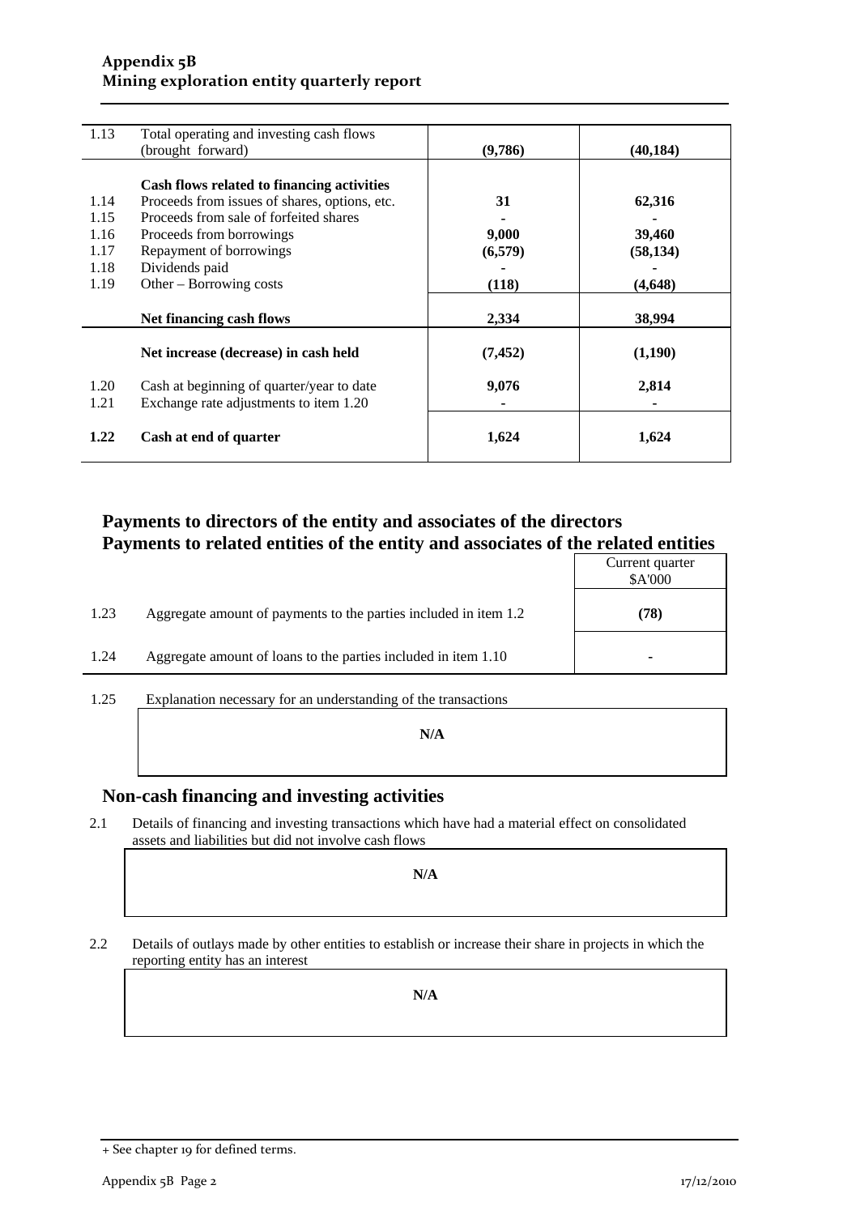| | | | |
|---|---|---|---|
| 1.13 | Total operating and investing cash flows (brought forward) | **(9,786)** | **(40,184)** |
| | **Cash flows related to financing activities** | | |
| 1.14 | Proceeds from issues of shares, options, etc. | **31** | **62,316** |
| 1.15 | Proceeds from sale of forfeited shares | **-** | **-** |
| 1.16 | Proceeds from borrowings | **9,000** | **39,460** |
| 1.17 | Repayment of borrowings | **(6,579)** | **(58,134)** |
| 1.18 | Dividends paid | **-** | **-** |
| 1.19 | Other – Borrowing costs | **(118)** | **(4,648)** |
| | **Net financing cash flows** | **2,334** | **38,994** |
| | **Net increase (decrease) in cash held** | **(7,452)** | **(1,190)** |
| 1.20 | Cash at beginning of quarter/year to date | **9,076** | **2,814** |
| 1.21 | Exchange rate adjustments to item 1.20 | **-** | **-** |
| **1.22** | **Cash at end of quarter** | **1,624** | **1,624** |

## Payments to directors of the entity and associates of the directors
## Payments to related entities of the entity and associates of the related entities

| | | Current quarter $A'000 |
|---|---|---|
| 1.23 | Aggregate amount of payments to the parties included in item 1.2 | **(78)** |
| 1.24 | Aggregate amount of loans to the parties included in item 1.10 | **-** |

1.25 Explanation necessary for an understanding of the transactions

**N/A**

## Non-cash financing and investing activities

2.1 Details of financing and investing transactions which have had a material effect on consolidated assets and liabilities but did not involve cash flows

**N/A**

2.2 Details of outlays made by other entities to establish or increase their share in projects in which the reporting entity has an interest

**N/A**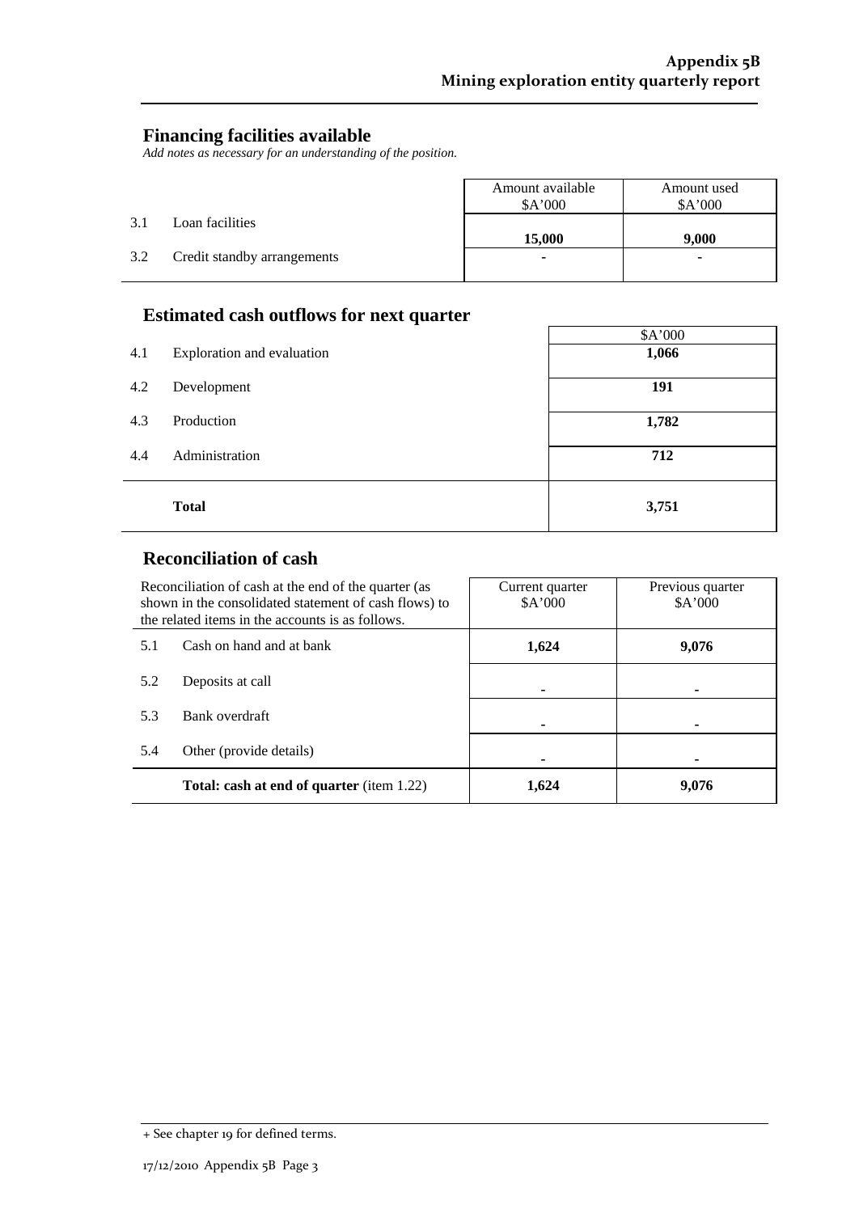## Financing facilities available

*Add notes as necessary for an understanding of the position.*

| | | Amount available $A'000 | Amount used $A'000 |
|---|---|---|---|
| 3.1 | Loan facilities | **15,000** | **9,000** |
| 3.2 | Credit standby arrangements | - | - |

## Estimated cash outflows for next quarter

| | | $A'000 |
|---|---|---|
| 4.1 | Exploration and evaluation | **1,066** |
| 4.2 | Development | **191** |
| 4.3 | Production | **1,782** |
| 4.4 | Administration | **712** |
| | **Total** | **3,751** |

## Reconciliation of cash

| Reconciliation of cash at the end of the quarter (as shown in the consolidated statement of cash flows) to the related items in the accounts is as follows. | | Current quarter $A'000 | Previous quarter $A'000 |
|---|---|---|---|
| 5.1 | Cash on hand and at bank | **1,624** | **9,076** |
| 5.2 | Deposits at call | - | - |
| 5.3 | Bank overdraft | - | - |
| 5.4 | Other (provide details) | - | - |
| | **Total: cash at end of quarter** (item 1.22) | **1,624** | **9,076** |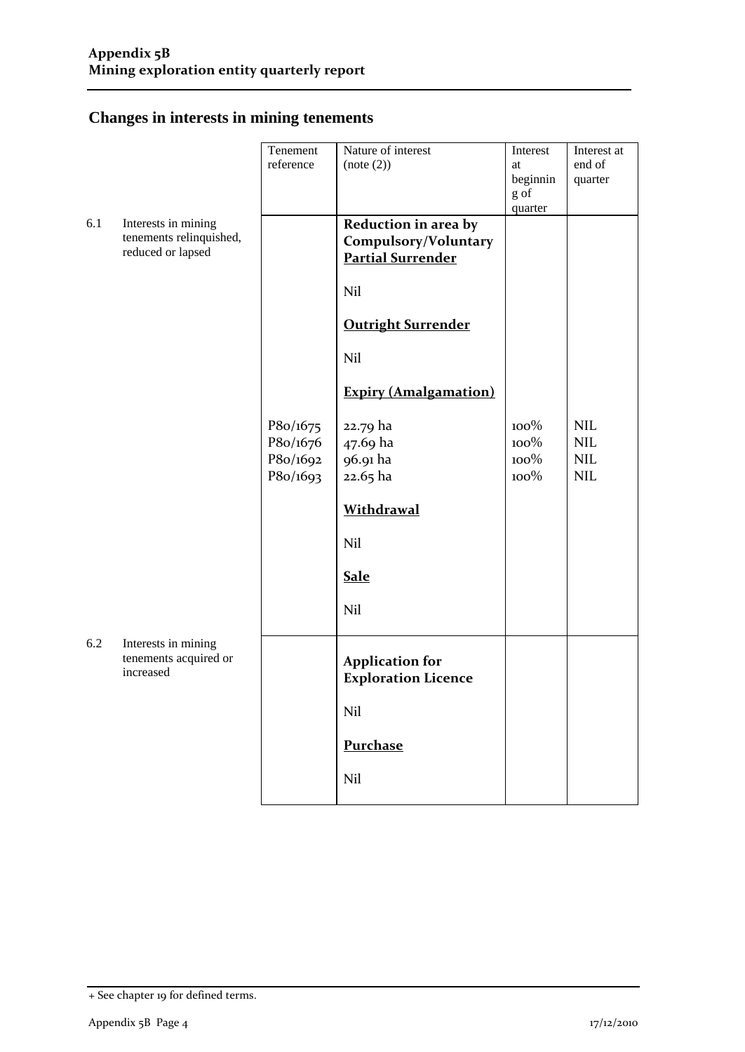## Changes in interests in mining tenements

| | | Tenement reference | Nature of interest (note (2)) | Interest at beginning of quarter | Interest at end of quarter |
|---|---|---|---|---|---|
| 6.1 | Interests in mining tenements relinquished, reduced or lapsed | | **Reduction in area by Compulsory/Voluntary Partial Surrender** | | |
| | | | Nil | | |
| | | | **Outright Surrender** | | |
| | | | Nil | | |
| | | | **Expiry (Amalgamation)** | | |
| | | P80/1675 | 22.79 ha | 100% | NIL |
| | | P80/1676 | 47.69 ha | 100% | NIL |
| | | P80/1692 | 96.91 ha | 100% | NIL |
| | | P80/1693 | 22.65 ha | 100% | NIL |
| | | | **Withdrawal** | | |
| | | | Nil | | |
| | | | **Sale** | | |
| | | | Nil | | |
| 6.2 | Interests in mining tenements acquired or increased | | **Application for Exploration Licence** | | |
| | | | Nil | | |
| | | | **Purchase** | | |
| | | | Nil | | |

+ See chapter 19 for defined terms.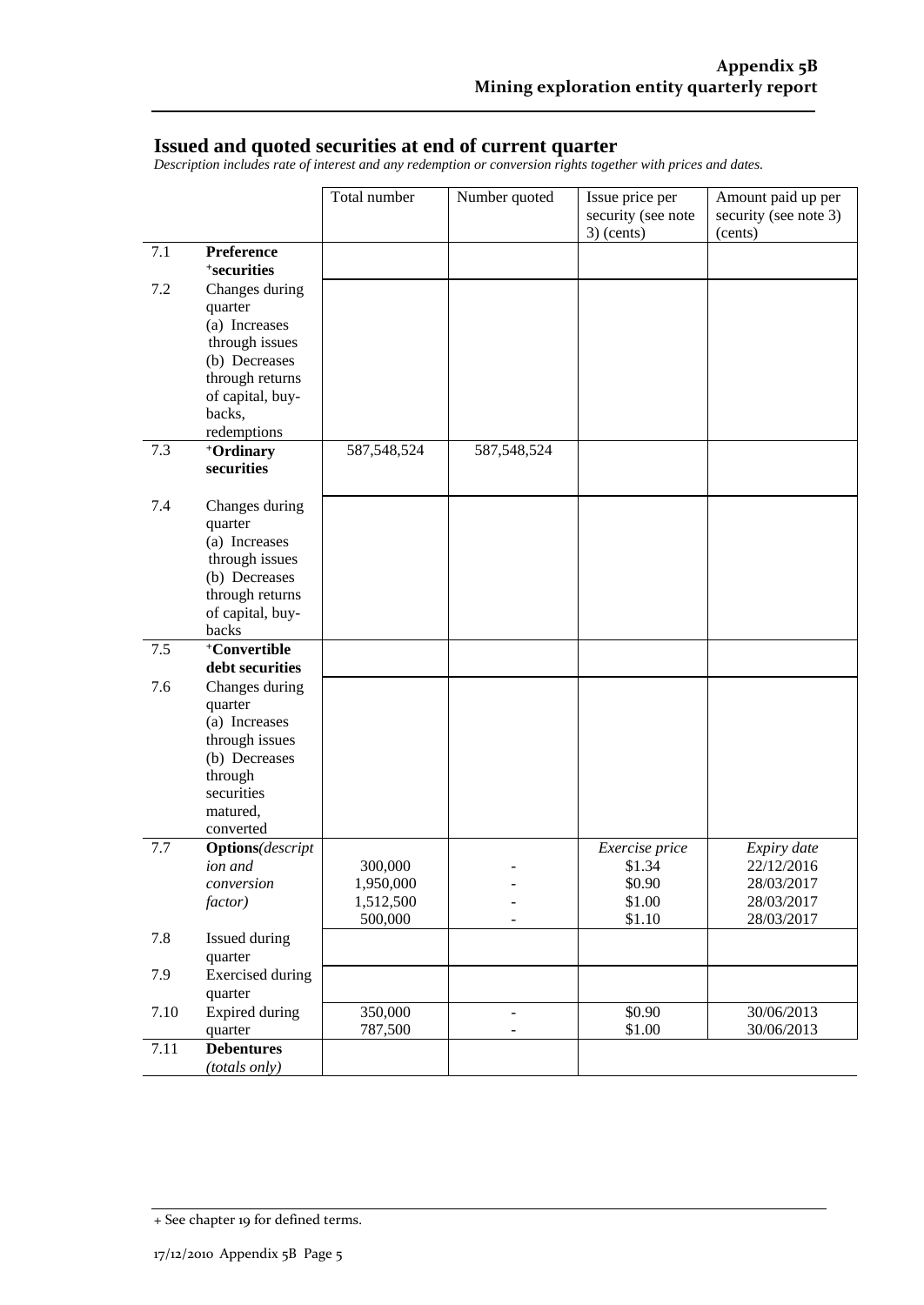## Issued and quoted securities at end of current quarter

*Description includes rate of interest and any redemption or conversion rights together with prices and dates.*

| | | Total number | Number quoted | Issue price per security (see note 3) (cents) | Amount paid up per security (see note 3) (cents) |
|---|---|---|---|---|---|
| 7.1 | **Preference +securities** | | | | |
| 7.2 | Changes during quarter (a) Increases through issues (b) Decreases through returns of capital, buy-backs, redemptions | | | | |
| 7.3 | **+Ordinary securities** | 587,548,524 | 587,548,524 | | |
| 7.4 | Changes during quarter (a) Increases through issues (b) Decreases through returns of capital, buy-backs | | | | |
| 7.5 | **+Convertible debt securities** | | | | |
| 7.6 | Changes during quarter (a) Increases through issues (b) Decreases through securities matured, converted | | | | |
| 7.7 | **Options**(*description and conversion factor)* | 300,000<br>1,950,000<br>1,512,500<br>500,000 | -<br>-<br>-<br>- | *Exercise price*<br>$1.34<br>$0.90<br>$1.00<br>$1.10 | *Expiry date*<br>22/12/2016<br>28/03/2017<br>28/03/2017<br>28/03/2017 |
| 7.8 | Issued during quarter | | | | |
| 7.9 | Exercised during quarter | | | | |
| 7.10 | Expired during quarter | 350,000<br>787,500 | -<br>- | $0.90<br>$1.00 | 30/06/2013<br>30/06/2013 |
| 7.11 | **Debentures** *(totals only)* | | | | |

+ See chapter 19 for defined terms.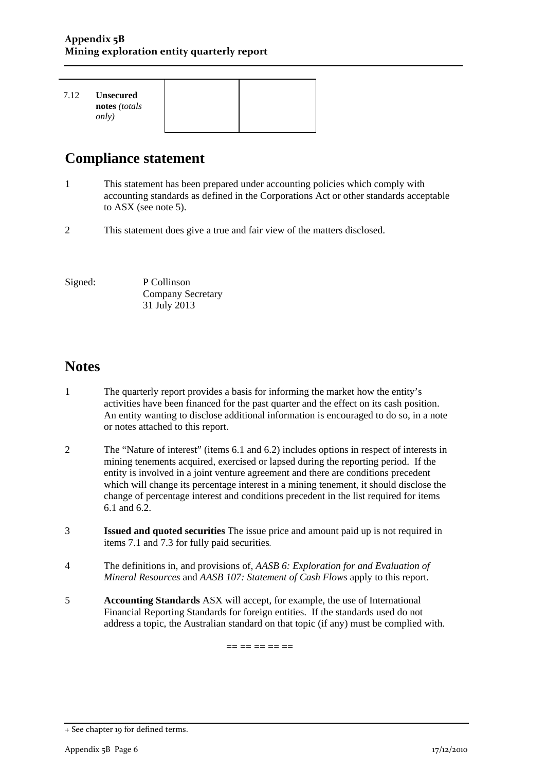| | | | |
|---|---|---|---|
| 7.12 | **Unsecured notes** *(totals only)* | | |

## Compliance statement

1 This statement has been prepared under accounting policies which comply with accounting standards as defined in the Corporations Act or other standards acceptable to ASX (see note 5).

2 This statement does give a true and fair view of the matters disclosed.

Signed: P Collinson
Company Secretary
31 July 2013

## Notes

1 The quarterly report provides a basis for informing the market how the entity's activities have been financed for the past quarter and the effect on its cash position. An entity wanting to disclose additional information is encouraged to do so, in a note or notes attached to this report.

2 The "Nature of interest" (items 6.1 and 6.2) includes options in respect of interests in mining tenements acquired, exercised or lapsed during the reporting period. If the entity is involved in a joint venture agreement and there are conditions precedent which will change its percentage interest in a mining tenement, it should disclose the change of percentage interest and conditions precedent in the list required for items 6.1 and 6.2.

3 **Issued and quoted securities** The issue price and amount paid up is not required in items 7.1 and 7.3 for fully paid securities.

4 The definitions in, and provisions of, *AASB 6: Exploration for and Evaluation of Mineral Resources* and *AASB 107: Statement of Cash Flows* apply to this report.

5 **Accounting Standards** ASX will accept, for example, the use of International Financial Reporting Standards for foreign entities. If the standards used do not address a topic, the Australian standard on that topic (if any) must be complied with.

== == == == ==

+ See chapter 19 for defined terms.